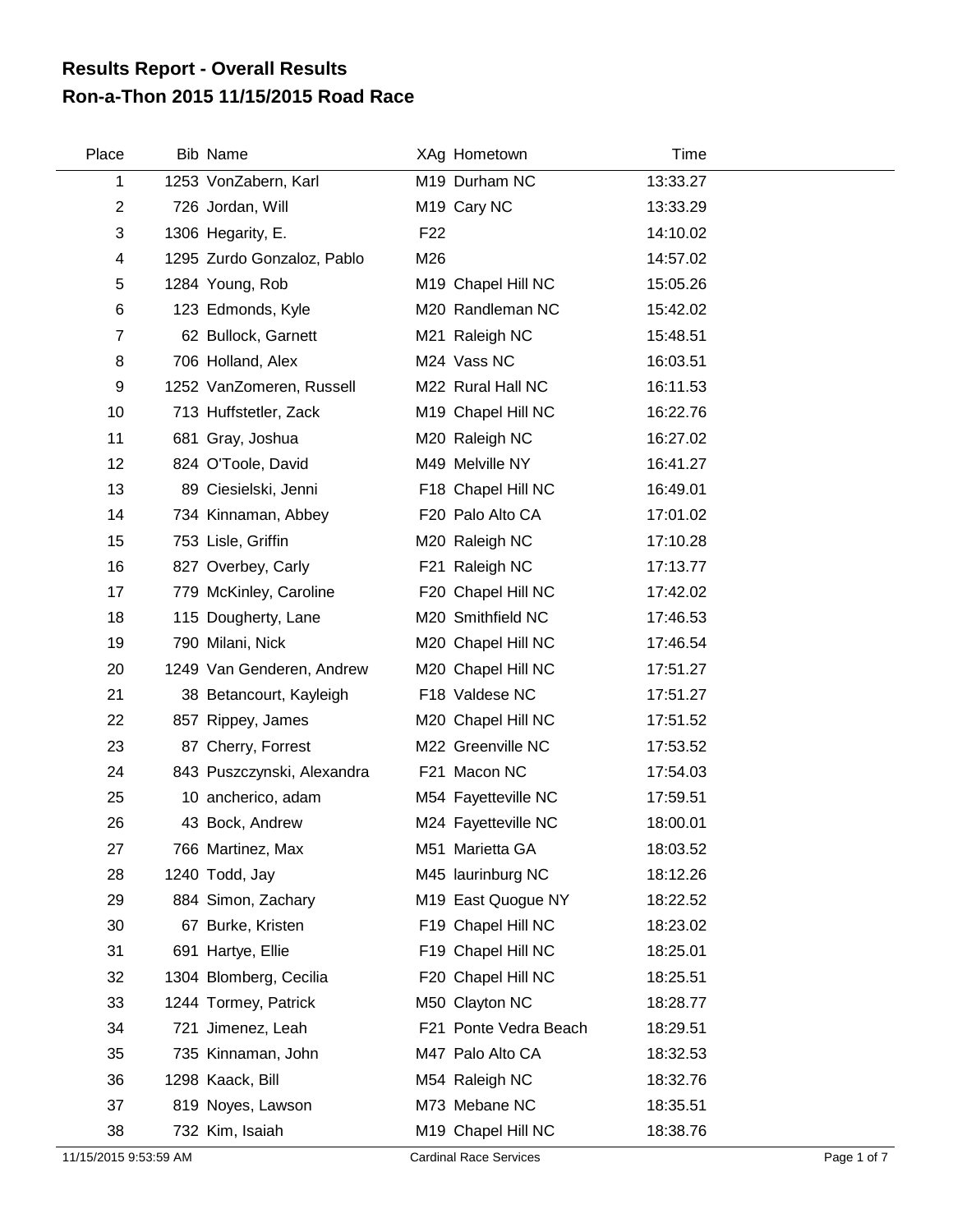# Results Report - Overall Results

# Ron-a-Thon 2015 11/15/2015 Road Race

| Place | Bib | Name | XAg | Hometown | Time |
|---|---|---|---|---|---|
| 1 | 1253 | VonZabern, Karl | M19 | Durham NC | 13:33.27 |
| 2 | 726 | Jordan, Will | M19 | Cary NC | 13:33.29 |
| 3 | 1306 | Hegarity, E. | F22 | | 14:10.02 |
| 4 | 1295 | Zurdo Gonzaloz, Pablo | M26 | | 14:57.02 |
| 5 | 1284 | Young, Rob | M19 | Chapel Hill NC | 15:05.26 |
| 6 | 123 | Edmonds, Kyle | M20 | Randleman NC | 15:42.02 |
| 7 | 62 | Bullock, Garnett | M21 | Raleigh NC | 15:48.51 |
| 8 | 706 | Holland, Alex | M24 | Vass NC | 16:03.51 |
| 9 | 1252 | VanZomeren, Russell | M22 | Rural Hall NC | 16:11.53 |
| 10 | 713 | Huffstetler, Zack | M19 | Chapel Hill NC | 16:22.76 |
| 11 | 681 | Gray, Joshua | M20 | Raleigh NC | 16:27.02 |
| 12 | 824 | O'Toole, David | M49 | Melville NY | 16:41.27 |
| 13 | 89 | Ciesielski, Jenni | F18 | Chapel Hill NC | 16:49.01 |
| 14 | 734 | Kinnaman, Abbey | F20 | Palo Alto CA | 17:01.02 |
| 15 | 753 | Lisle, Griffin | M20 | Raleigh NC | 17:10.28 |
| 16 | 827 | Overbey, Carly | F21 | Raleigh NC | 17:13.77 |
| 17 | 779 | McKinley, Caroline | F20 | Chapel Hill NC | 17:42.02 |
| 18 | 115 | Dougherty, Lane | M20 | Smithfield NC | 17:46.53 |
| 19 | 790 | Milani, Nick | M20 | Chapel Hill NC | 17:46.54 |
| 20 | 1249 | Van Genderen, Andrew | M20 | Chapel Hill NC | 17:51.27 |
| 21 | 38 | Betancourt, Kayleigh | F18 | Valdese NC | 17:51.27 |
| 22 | 857 | Rippey, James | M20 | Chapel Hill NC | 17:51.52 |
| 23 | 87 | Cherry, Forrest | M22 | Greenville NC | 17:53.52 |
| 24 | 843 | Puszczynski, Alexandra | F21 | Macon NC | 17:54.03 |
| 25 | 10 | ancherico, adam | M54 | Fayetteville NC | 17:59.51 |
| 26 | 43 | Bock, Andrew | M24 | Fayetteville NC | 18:00.01 |
| 27 | 766 | Martinez, Max | M51 | Marietta GA | 18:03.52 |
| 28 | 1240 | Todd, Jay | M45 | laurinburg NC | 18:12.26 |
| 29 | 884 | Simon, Zachary | M19 | East Quogue NY | 18:22.52 |
| 30 | 67 | Burke, Kristen | F19 | Chapel Hill NC | 18:23.02 |
| 31 | 691 | Hartye, Ellie | F19 | Chapel Hill NC | 18:25.01 |
| 32 | 1304 | Blomberg, Cecilia | F20 | Chapel Hill NC | 18:25.51 |
| 33 | 1244 | Tormey, Patrick | M50 | Clayton NC | 18:28.77 |
| 34 | 721 | Jimenez, Leah | F21 | Ponte Vedra Beach | 18:29.51 |
| 35 | 735 | Kinnaman, John | M47 | Palo Alto CA | 18:32.53 |
| 36 | 1298 | Kaack, Bill | M54 | Raleigh NC | 18:32.76 |
| 37 | 819 | Noyes, Lawson | M73 | Mebane NC | 18:35.51 |
| 38 | 732 | Kim, Isaiah | M19 | Chapel Hill NC | 18:38.76 |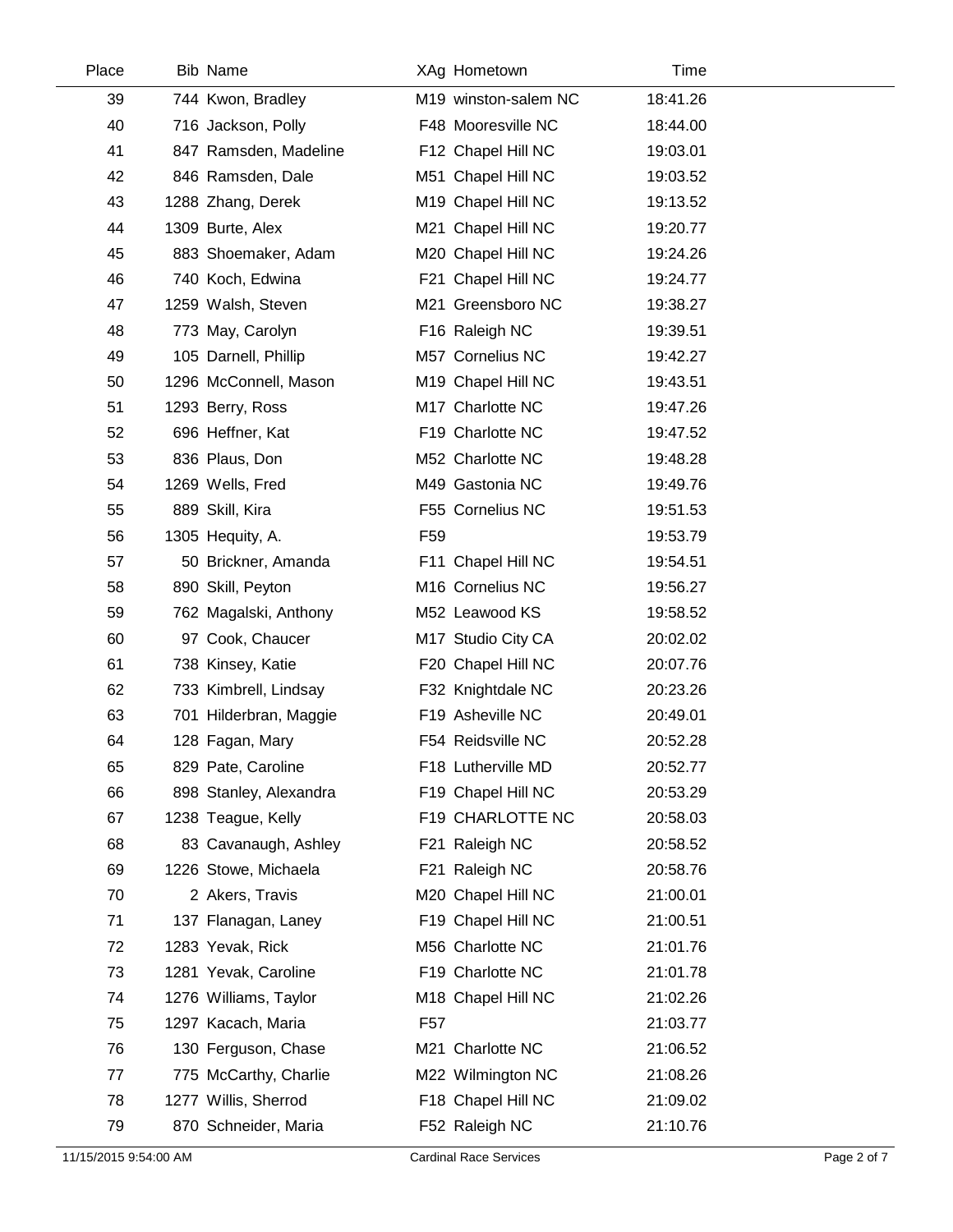| Place | Bib | Name | XAg | Hometown | Time |
|---|---|---|---|---|---|
| 39 | 744 | Kwon, Bradley | M19 | winston-salem NC | 18:41.26 |
| 40 | 716 | Jackson, Polly | F48 | Mooresville NC | 18:44.00 |
| 41 | 847 | Ramsden, Madeline | F12 | Chapel Hill NC | 19:03.01 |
| 42 | 846 | Ramsden, Dale | M51 | Chapel Hill NC | 19:03.52 |
| 43 | 1288 | Zhang, Derek | M19 | Chapel Hill NC | 19:13.52 |
| 44 | 1309 | Burte, Alex | M21 | Chapel Hill NC | 19:20.77 |
| 45 | 883 | Shoemaker, Adam | M20 | Chapel Hill NC | 19:24.26 |
| 46 | 740 | Koch, Edwina | F21 | Chapel Hill NC | 19:24.77 |
| 47 | 1259 | Walsh, Steven | M21 | Greensboro NC | 19:38.27 |
| 48 | 773 | May, Carolyn | F16 | Raleigh NC | 19:39.51 |
| 49 | 105 | Darnell, Phillip | M57 | Cornelius NC | 19:42.27 |
| 50 | 1296 | McConnell, Mason | M19 | Chapel Hill NC | 19:43.51 |
| 51 | 1293 | Berry, Ross | M17 | Charlotte NC | 19:47.26 |
| 52 | 696 | Heffner, Kat | F19 | Charlotte NC | 19:47.52 |
| 53 | 836 | Plaus, Don | M52 | Charlotte NC | 19:48.28 |
| 54 | 1269 | Wells, Fred | M49 | Gastonia NC | 19:49.76 |
| 55 | 889 | Skill, Kira | F55 | Cornelius NC | 19:51.53 |
| 56 | 1305 | Hequity, A. | F59 | | 19:53.79 |
| 57 | 50 | Brickner, Amanda | F11 | Chapel Hill NC | 19:54.51 |
| 58 | 890 | Skill, Peyton | M16 | Cornelius NC | 19:56.27 |
| 59 | 762 | Magalski, Anthony | M52 | Leawood KS | 19:58.52 |
| 60 | 97 | Cook, Chaucer | M17 | Studio City CA | 20:02.02 |
| 61 | 738 | Kinsey, Katie | F20 | Chapel Hill NC | 20:07.76 |
| 62 | 733 | Kimbrell, Lindsay | F32 | Knightdale NC | 20:23.26 |
| 63 | 701 | Hilderbran, Maggie | F19 | Asheville NC | 20:49.01 |
| 64 | 128 | Fagan, Mary | F54 | Reidsville NC | 20:52.28 |
| 65 | 829 | Pate, Caroline | F18 | Lutherville MD | 20:52.77 |
| 66 | 898 | Stanley, Alexandra | F19 | Chapel Hill NC | 20:53.29 |
| 67 | 1238 | Teague, Kelly | F19 | CHARLOTTE NC | 20:58.03 |
| 68 | 83 | Cavanaugh, Ashley | F21 | Raleigh NC | 20:58.52 |
| 69 | 1226 | Stowe, Michaela | F21 | Raleigh NC | 20:58.76 |
| 70 | 2 | Akers, Travis | M20 | Chapel Hill NC | 21:00.01 |
| 71 | 137 | Flanagan, Laney | F19 | Chapel Hill NC | 21:00.51 |
| 72 | 1283 | Yevak, Rick | M56 | Charlotte NC | 21:01.76 |
| 73 | 1281 | Yevak, Caroline | F19 | Charlotte NC | 21:01.78 |
| 74 | 1276 | Williams, Taylor | M18 | Chapel Hill NC | 21:02.26 |
| 75 | 1297 | Kacach, Maria | F57 | | 21:03.77 |
| 76 | 130 | Ferguson, Chase | M21 | Charlotte NC | 21:06.52 |
| 77 | 775 | McCarthy, Charlie | M22 | Wilmington NC | 21:08.26 |
| 78 | 1277 | Willis, Sherrod | F18 | Chapel Hill NC | 21:09.02 |
| 79 | 870 | Schneider, Maria | F52 | Raleigh NC | 21:10.76 |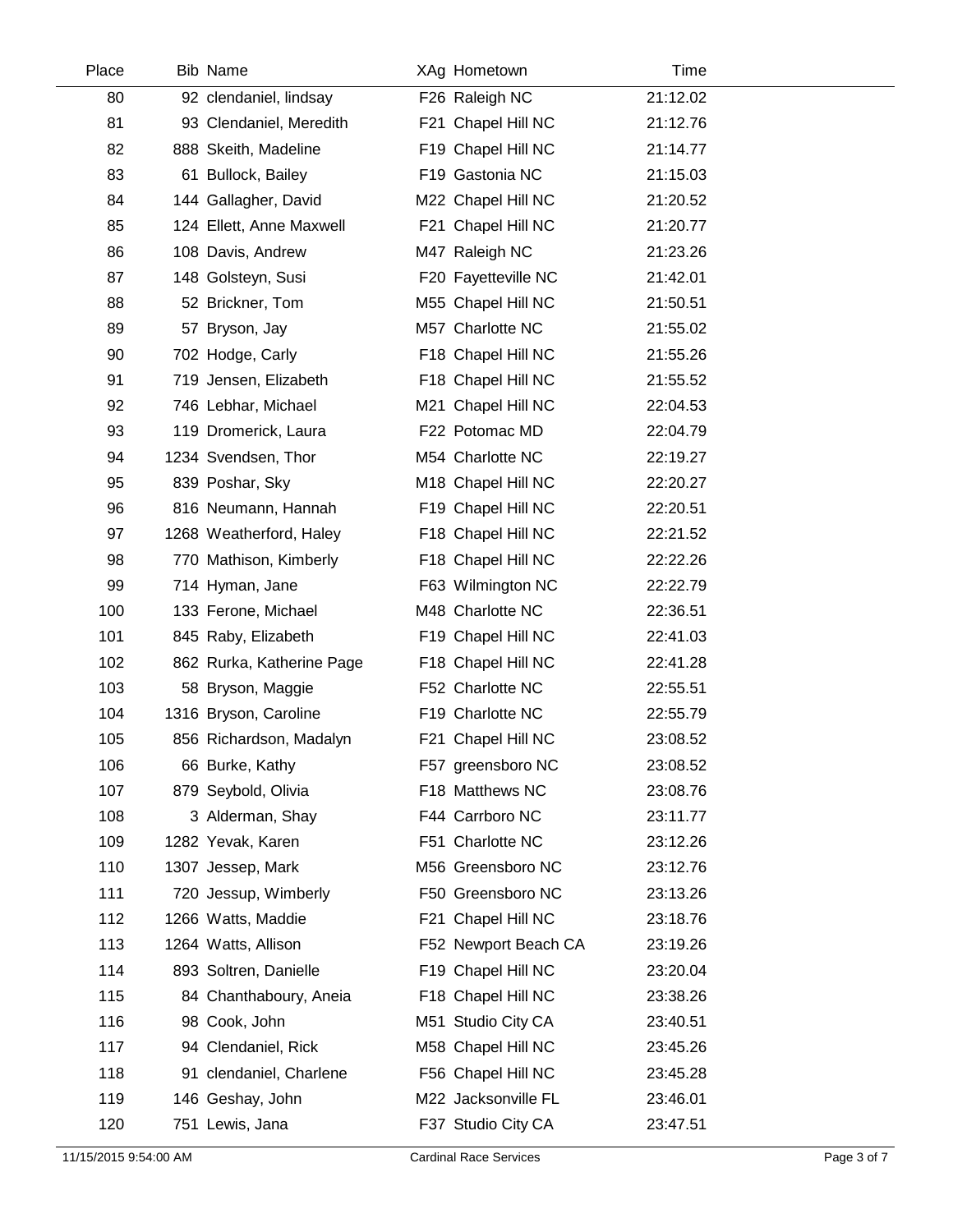| Place | Bib | Name | XAg | Hometown | Time |
|---|---|---|---|---|---|
| 80 | 92 | clendaniel, lindsay | F26 | Raleigh NC | 21:12.02 |
| 81 | 93 | Clendaniel, Meredith | F21 | Chapel Hill NC | 21:12.76 |
| 82 | 888 | Skeith, Madeline | F19 | Chapel Hill NC | 21:14.77 |
| 83 | 61 | Bullock, Bailey | F19 | Gastonia NC | 21:15.03 |
| 84 | 144 | Gallagher, David | M22 | Chapel Hill NC | 21:20.52 |
| 85 | 124 | Ellett, Anne Maxwell | F21 | Chapel Hill NC | 21:20.77 |
| 86 | 108 | Davis, Andrew | M47 | Raleigh NC | 21:23.26 |
| 87 | 148 | Golsteyn, Susi | F20 | Fayetteville NC | 21:42.01 |
| 88 | 52 | Brickner, Tom | M55 | Chapel Hill NC | 21:50.51 |
| 89 | 57 | Bryson, Jay | M57 | Charlotte NC | 21:55.02 |
| 90 | 702 | Hodge, Carly | F18 | Chapel Hill NC | 21:55.26 |
| 91 | 719 | Jensen, Elizabeth | F18 | Chapel Hill NC | 21:55.52 |
| 92 | 746 | Lebhar, Michael | M21 | Chapel Hill NC | 22:04.53 |
| 93 | 119 | Dromerick, Laura | F22 | Potomac MD | 22:04.79 |
| 94 | 1234 | Svendsen, Thor | M54 | Charlotte NC | 22:19.27 |
| 95 | 839 | Poshar, Sky | M18 | Chapel Hill NC | 22:20.27 |
| 96 | 816 | Neumann, Hannah | F19 | Chapel Hill NC | 22:20.51 |
| 97 | 1268 | Weatherford, Haley | F18 | Chapel Hill NC | 22:21.52 |
| 98 | 770 | Mathison, Kimberly | F18 | Chapel Hill NC | 22:22.26 |
| 99 | 714 | Hyman, Jane | F63 | Wilmington NC | 22:22.79 |
| 100 | 133 | Ferone, Michael | M48 | Charlotte NC | 22:36.51 |
| 101 | 845 | Raby, Elizabeth | F19 | Chapel Hill NC | 22:41.03 |
| 102 | 862 | Rurka, Katherine Page | F18 | Chapel Hill NC | 22:41.28 |
| 103 | 58 | Bryson, Maggie | F52 | Charlotte NC | 22:55.51 |
| 104 | 1316 | Bryson, Caroline | F19 | Charlotte NC | 22:55.79 |
| 105 | 856 | Richardson, Madalyn | F21 | Chapel Hill NC | 23:08.52 |
| 106 | 66 | Burke, Kathy | F57 | greensboro NC | 23:08.52 |
| 107 | 879 | Seybold, Olivia | F18 | Matthews NC | 23:08.76 |
| 108 | 3 | Alderman, Shay | F44 | Carrboro NC | 23:11.77 |
| 109 | 1282 | Yevak, Karen | F51 | Charlotte NC | 23:12.26 |
| 110 | 1307 | Jessep, Mark | M56 | Greensboro NC | 23:12.76 |
| 111 | 720 | Jessup, Wimberly | F50 | Greensboro NC | 23:13.26 |
| 112 | 1266 | Watts, Maddie | F21 | Chapel Hill NC | 23:18.76 |
| 113 | 1264 | Watts, Allison | F52 | Newport Beach CA | 23:19.26 |
| 114 | 893 | Soltren, Danielle | F19 | Chapel Hill NC | 23:20.04 |
| 115 | 84 | Chanthaboury, Aneia | F18 | Chapel Hill NC | 23:38.26 |
| 116 | 98 | Cook, John | M51 | Studio City CA | 23:40.51 |
| 117 | 94 | Clendaniel, Rick | M58 | Chapel Hill NC | 23:45.26 |
| 118 | 91 | clendaniel, Charlene | F56 | Chapel Hill NC | 23:45.28 |
| 119 | 146 | Geshay, John | M22 | Jacksonville FL | 23:46.01 |
| 120 | 751 | Lewis, Jana | F37 | Studio City CA | 23:47.51 |

11/15/2015 9:54:00 AM    Cardinal Race Services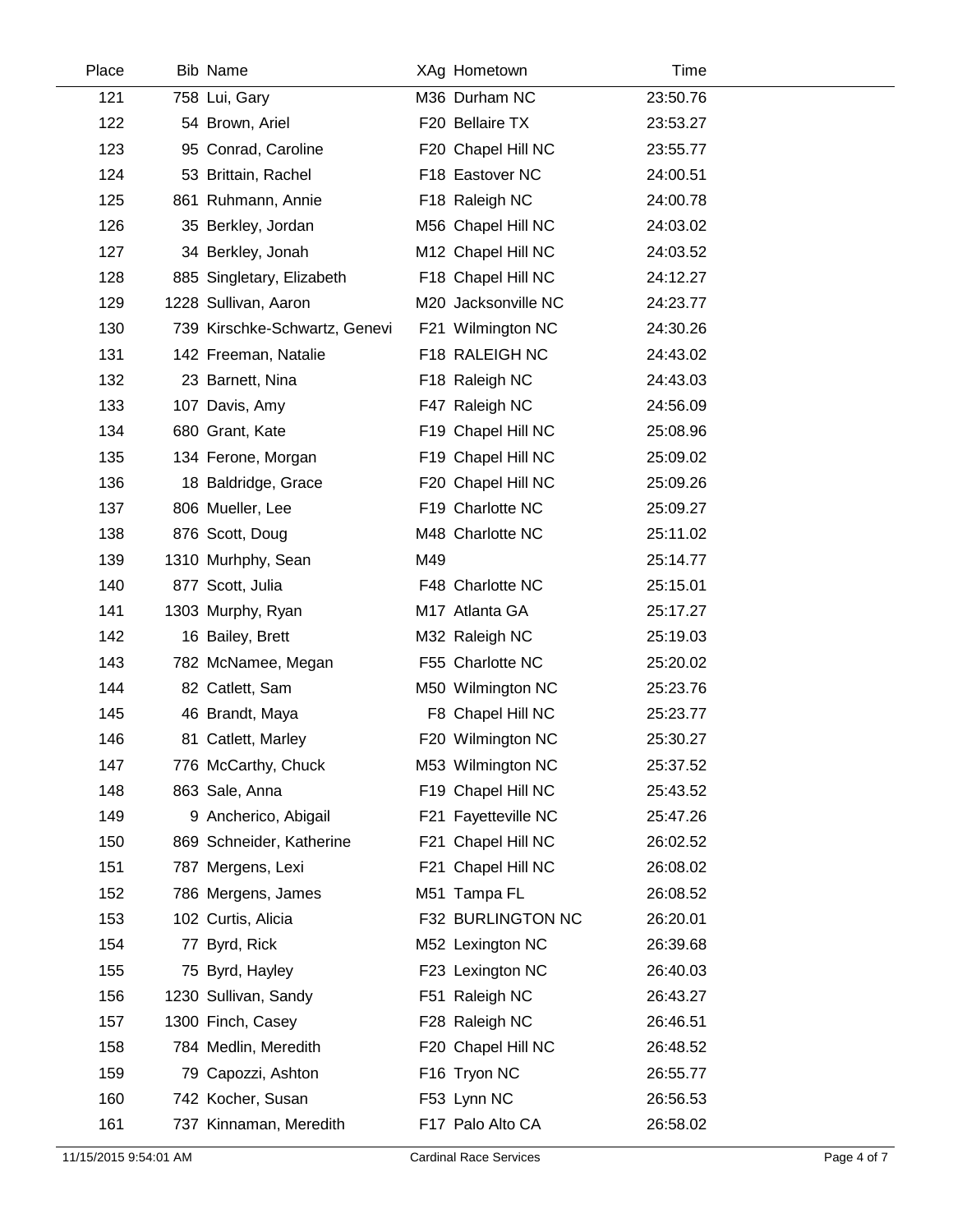| Place | Bib | Name | XAg | Hometown | Time |
|---|---|---|---|---|---|
| 121 | 758 | Lui, Gary | M36 | Durham NC | 23:50.76 |
| 122 | 54 | Brown, Ariel | F20 | Bellaire TX | 23:53.27 |
| 123 | 95 | Conrad, Caroline | F20 | Chapel Hill NC | 23:55.77 |
| 124 | 53 | Brittain, Rachel | F18 | Eastover NC | 24:00.51 |
| 125 | 861 | Ruhmann, Annie | F18 | Raleigh NC | 24:00.78 |
| 126 | 35 | Berkley, Jordan | M56 | Chapel Hill NC | 24:03.02 |
| 127 | 34 | Berkley, Jonah | M12 | Chapel Hill NC | 24:03.52 |
| 128 | 885 | Singletary, Elizabeth | F18 | Chapel Hill NC | 24:12.27 |
| 129 | 1228 | Sullivan, Aaron | M20 | Jacksonville NC | 24:23.77 |
| 130 | 739 | Kirschke-Schwartz, Genevi | F21 | Wilmington NC | 24:30.26 |
| 131 | 142 | Freeman, Natalie | F18 | RALEIGH NC | 24:43.02 |
| 132 | 23 | Barnett, Nina | F18 | Raleigh NC | 24:43.03 |
| 133 | 107 | Davis, Amy | F47 | Raleigh NC | 24:56.09 |
| 134 | 680 | Grant, Kate | F19 | Chapel Hill NC | 25:08.96 |
| 135 | 134 | Ferone, Morgan | F19 | Chapel Hill NC | 25:09.02 |
| 136 | 18 | Baldridge, Grace | F20 | Chapel Hill NC | 25:09.26 |
| 137 | 806 | Mueller, Lee | F19 | Charlotte NC | 25:09.27 |
| 138 | 876 | Scott, Doug | M48 | Charlotte NC | 25:11.02 |
| 139 | 1310 | Murhphy, Sean | M49 | | 25:14.77 |
| 140 | 877 | Scott, Julia | F48 | Charlotte NC | 25:15.01 |
| 141 | 1303 | Murphy, Ryan | M17 | Atlanta GA | 25:17.27 |
| 142 | 16 | Bailey, Brett | M32 | Raleigh NC | 25:19.03 |
| 143 | 782 | McNamee, Megan | F55 | Charlotte NC | 25:20.02 |
| 144 | 82 | Catlett, Sam | M50 | Wilmington NC | 25:23.76 |
| 145 | 46 | Brandt, Maya | F8 | Chapel Hill NC | 25:23.77 |
| 146 | 81 | Catlett, Marley | F20 | Wilmington NC | 25:30.27 |
| 147 | 776 | McCarthy, Chuck | M53 | Wilmington NC | 25:37.52 |
| 148 | 863 | Sale, Anna | F19 | Chapel Hill NC | 25:43.52 |
| 149 | 9 | Ancherico, Abigail | F21 | Fayetteville NC | 25:47.26 |
| 150 | 869 | Schneider, Katherine | F21 | Chapel Hill NC | 26:02.52 |
| 151 | 787 | Mergens, Lexi | F21 | Chapel Hill NC | 26:08.02 |
| 152 | 786 | Mergens, James | M51 | Tampa FL | 26:08.52 |
| 153 | 102 | Curtis, Alicia | F32 | BURLINGTON NC | 26:20.01 |
| 154 | 77 | Byrd, Rick | M52 | Lexington NC | 26:39.68 |
| 155 | 75 | Byrd, Hayley | F23 | Lexington NC | 26:40.03 |
| 156 | 1230 | Sullivan, Sandy | F51 | Raleigh NC | 26:43.27 |
| 157 | 1300 | Finch, Casey | F28 | Raleigh NC | 26:46.51 |
| 158 | 784 | Medlin, Meredith | F20 | Chapel Hill NC | 26:48.52 |
| 159 | 79 | Capozzi, Ashton | F16 | Tryon NC | 26:55.77 |
| 160 | 742 | Kocher, Susan | F53 | Lynn NC | 26:56.53 |
| 161 | 737 | Kinnaman, Meredith | F17 | Palo Alto CA | 26:58.02 |

11/15/2015 9:54:01 AM Cardinal Race Services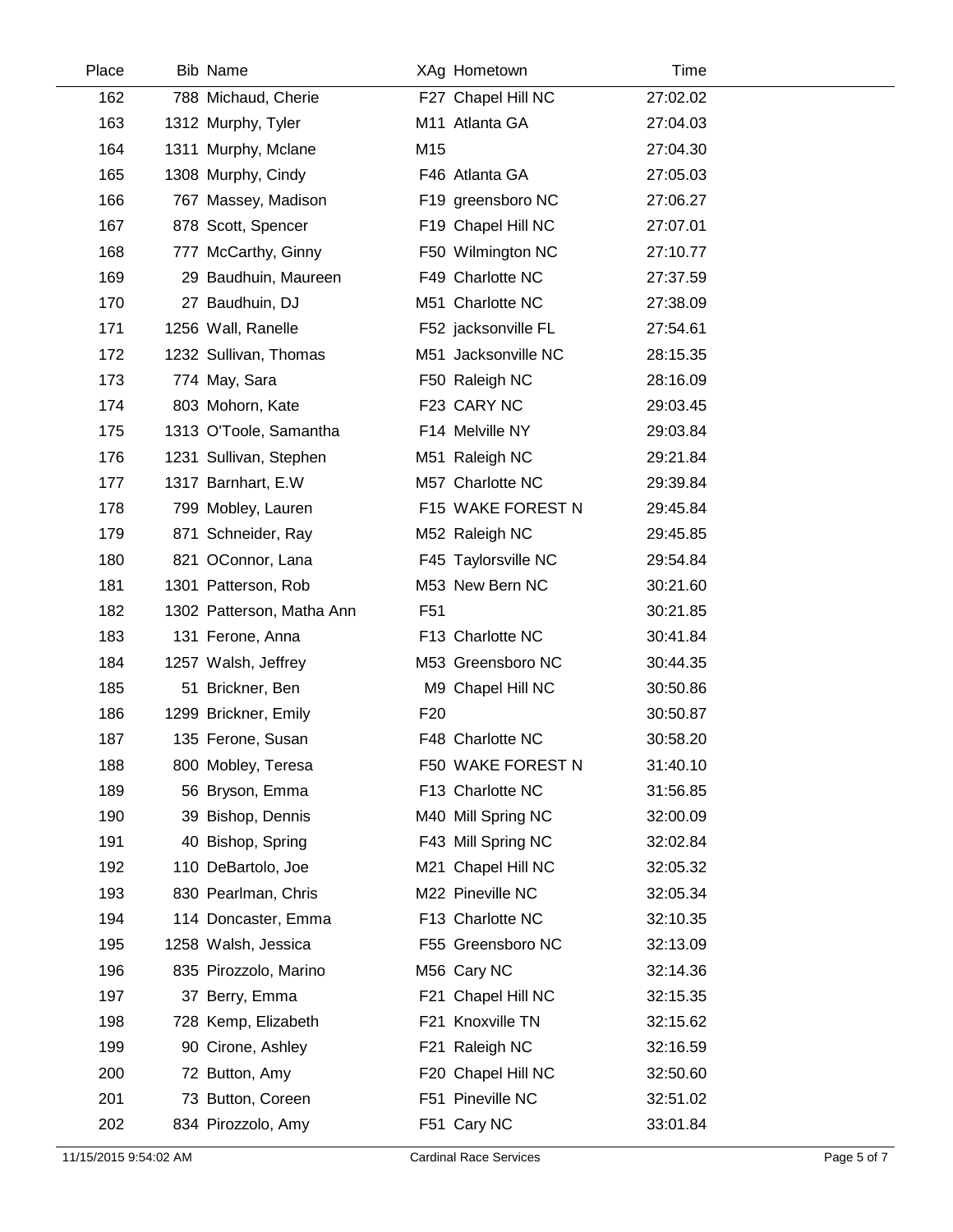| Place | Bib | Name | XAg | Hometown | Time |
|---|---|---|---|---|---|
| 162 | 788 | Michaud, Cherie | F27 | Chapel Hill NC | 27:02.02 |
| 163 | 1312 | Murphy, Tyler | M11 | Atlanta GA | 27:04.03 |
| 164 | 1311 | Murphy, Mclane | M15 | | 27:04.30 |
| 165 | 1308 | Murphy, Cindy | F46 | Atlanta GA | 27:05.03 |
| 166 | 767 | Massey, Madison | F19 | greensboro NC | 27:06.27 |
| 167 | 878 | Scott, Spencer | F19 | Chapel Hill NC | 27:07.01 |
| 168 | 777 | McCarthy, Ginny | F50 | Wilmington NC | 27:10.77 |
| 169 | 29 | Baudhuin, Maureen | F49 | Charlotte NC | 27:37.59 |
| 170 | 27 | Baudhuin, DJ | M51 | Charlotte NC | 27:38.09 |
| 171 | 1256 | Wall, Ranelle | F52 | jacksonville FL | 27:54.61 |
| 172 | 1232 | Sullivan, Thomas | M51 | Jacksonville NC | 28:15.35 |
| 173 | 774 | May, Sara | F50 | Raleigh NC | 28:16.09 |
| 174 | 803 | Mohorn, Kate | F23 | CARY NC | 29:03.45 |
| 175 | 1313 | O'Toole, Samantha | F14 | Melville NY | 29:03.84 |
| 176 | 1231 | Sullivan, Stephen | M51 | Raleigh NC | 29:21.84 |
| 177 | 1317 | Barnhart, E.W | M57 | Charlotte NC | 29:39.84 |
| 178 | 799 | Mobley, Lauren | F15 | WAKE FOREST N | 29:45.84 |
| 179 | 871 | Schneider, Ray | M52 | Raleigh NC | 29:45.85 |
| 180 | 821 | OConnor, Lana | F45 | Taylorsville NC | 29:54.84 |
| 181 | 1301 | Patterson, Rob | M53 | New Bern NC | 30:21.60 |
| 182 | 1302 | Patterson, Matha Ann | F51 | | 30:21.85 |
| 183 | 131 | Ferone, Anna | F13 | Charlotte NC | 30:41.84 |
| 184 | 1257 | Walsh, Jeffrey | M53 | Greensboro NC | 30:44.35 |
| 185 | 51 | Brickner, Ben | M9 | Chapel Hill NC | 30:50.86 |
| 186 | 1299 | Brickner, Emily | F20 | | 30:50.87 |
| 187 | 135 | Ferone, Susan | F48 | Charlotte NC | 30:58.20 |
| 188 | 800 | Mobley, Teresa | F50 | WAKE FOREST N | 31:40.10 |
| 189 | 56 | Bryson, Emma | F13 | Charlotte NC | 31:56.85 |
| 190 | 39 | Bishop, Dennis | M40 | Mill Spring NC | 32:00.09 |
| 191 | 40 | Bishop, Spring | F43 | Mill Spring NC | 32:02.84 |
| 192 | 110 | DeBartolo, Joe | M21 | Chapel Hill NC | 32:05.32 |
| 193 | 830 | Pearlman, Chris | M22 | Pineville NC | 32:05.34 |
| 194 | 114 | Doncaster, Emma | F13 | Charlotte NC | 32:10.35 |
| 195 | 1258 | Walsh, Jessica | F55 | Greensboro NC | 32:13.09 |
| 196 | 835 | Pirozzolo, Marino | M56 | Cary NC | 32:14.36 |
| 197 | 37 | Berry, Emma | F21 | Chapel Hill NC | 32:15.35 |
| 198 | 728 | Kemp, Elizabeth | F21 | Knoxville TN | 32:15.62 |
| 199 | 90 | Cirone, Ashley | F21 | Raleigh NC | 32:16.59 |
| 200 | 72 | Button, Amy | F20 | Chapel Hill NC | 32:50.60 |
| 201 | 73 | Button, Coreen | F51 | Pineville NC | 32:51.02 |
| 202 | 834 | Pirozzolo, Amy | F51 | Cary NC | 33:01.84 |

11/15/2015 9:54:02 AM Cardinal Race Services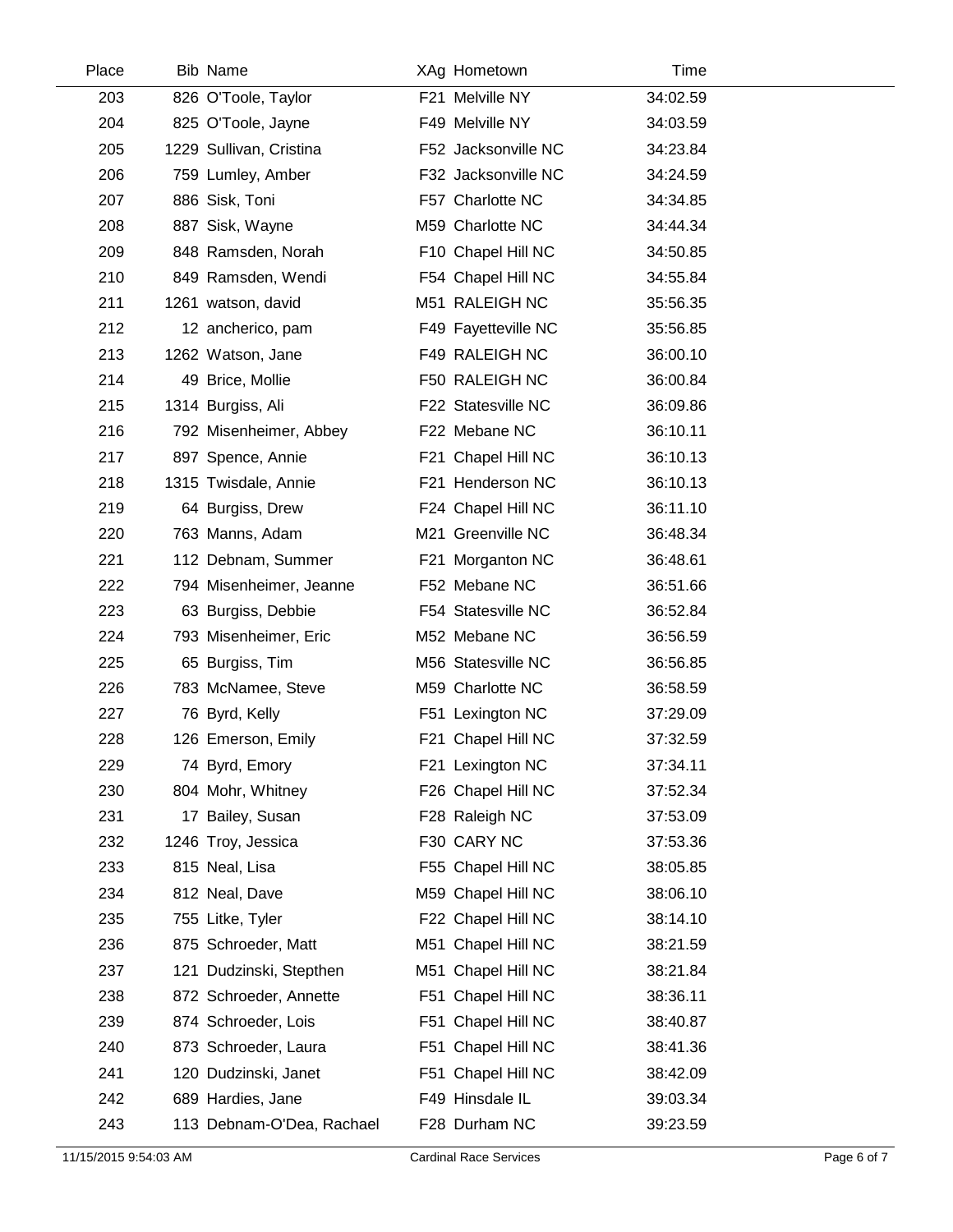| Place | Bib | Name | XAg | Hometown | Time |
|---|---|---|---|---|---|
| 203 | 826 | O'Toole, Taylor | F21 | Melville NY | 34:02.59 |
| 204 | 825 | O'Toole, Jayne | F49 | Melville NY | 34:03.59 |
| 205 | 1229 | Sullivan, Cristina | F52 | Jacksonville NC | 34:23.84 |
| 206 | 759 | Lumley, Amber | F32 | Jacksonville NC | 34:24.59 |
| 207 | 886 | Sisk, Toni | F57 | Charlotte NC | 34:34.85 |
| 208 | 887 | Sisk, Wayne | M59 | Charlotte NC | 34:44.34 |
| 209 | 848 | Ramsden, Norah | F10 | Chapel Hill NC | 34:50.85 |
| 210 | 849 | Ramsden, Wendi | F54 | Chapel Hill NC | 34:55.84 |
| 211 | 1261 | watson, david | M51 | RALEIGH NC | 35:56.35 |
| 212 | 12 | ancherico, pam | F49 | Fayetteville NC | 35:56.85 |
| 213 | 1262 | Watson, Jane | F49 | RALEIGH NC | 36:00.10 |
| 214 | 49 | Brice, Mollie | F50 | RALEIGH NC | 36:00.84 |
| 215 | 1314 | Burgiss, Ali | F22 | Statesville NC | 36:09.86 |
| 216 | 792 | Misenheimer, Abbey | F22 | Mebane NC | 36:10.11 |
| 217 | 897 | Spence, Annie | F21 | Chapel Hill NC | 36:10.13 |
| 218 | 1315 | Twisdale, Annie | F21 | Henderson NC | 36:10.13 |
| 219 | 64 | Burgiss, Drew | F24 | Chapel Hill NC | 36:11.10 |
| 220 | 763 | Manns, Adam | M21 | Greenville NC | 36:48.34 |
| 221 | 112 | Debnam, Summer | F21 | Morganton NC | 36:48.61 |
| 222 | 794 | Misenheimer, Jeanne | F52 | Mebane NC | 36:51.66 |
| 223 | 63 | Burgiss, Debbie | F54 | Statesville NC | 36:52.84 |
| 224 | 793 | Misenheimer, Eric | M52 | Mebane NC | 36:56.59 |
| 225 | 65 | Burgiss, Tim | M56 | Statesville NC | 36:56.85 |
| 226 | 783 | McNamee, Steve | M59 | Charlotte NC | 36:58.59 |
| 227 | 76 | Byrd, Kelly | F51 | Lexington NC | 37:29.09 |
| 228 | 126 | Emerson, Emily | F21 | Chapel Hill NC | 37:32.59 |
| 229 | 74 | Byrd, Emory | F21 | Lexington NC | 37:34.11 |
| 230 | 804 | Mohr, Whitney | F26 | Chapel Hill NC | 37:52.34 |
| 231 | 17 | Bailey, Susan | F28 | Raleigh NC | 37:53.09 |
| 232 | 1246 | Troy, Jessica | F30 | CARY NC | 37:53.36 |
| 233 | 815 | Neal, Lisa | F55 | Chapel Hill NC | 38:05.85 |
| 234 | 812 | Neal, Dave | M59 | Chapel Hill NC | 38:06.10 |
| 235 | 755 | Litke, Tyler | F22 | Chapel Hill NC | 38:14.10 |
| 236 | 875 | Schroeder, Matt | M51 | Chapel Hill NC | 38:21.59 |
| 237 | 121 | Dudzinski, Stepthen | M51 | Chapel Hill NC | 38:21.84 |
| 238 | 872 | Schroeder, Annette | F51 | Chapel Hill NC | 38:36.11 |
| 239 | 874 | Schroeder, Lois | F51 | Chapel Hill NC | 38:40.87 |
| 240 | 873 | Schroeder, Laura | F51 | Chapel Hill NC | 38:41.36 |
| 241 | 120 | Dudzinski, Janet | F51 | Chapel Hill NC | 38:42.09 |
| 242 | 689 | Hardies, Jane | F49 | Hinsdale IL | 39:03.34 |
| 243 | 113 | Debnam-O'Dea, Rachael | F28 | Durham NC | 39:23.59 |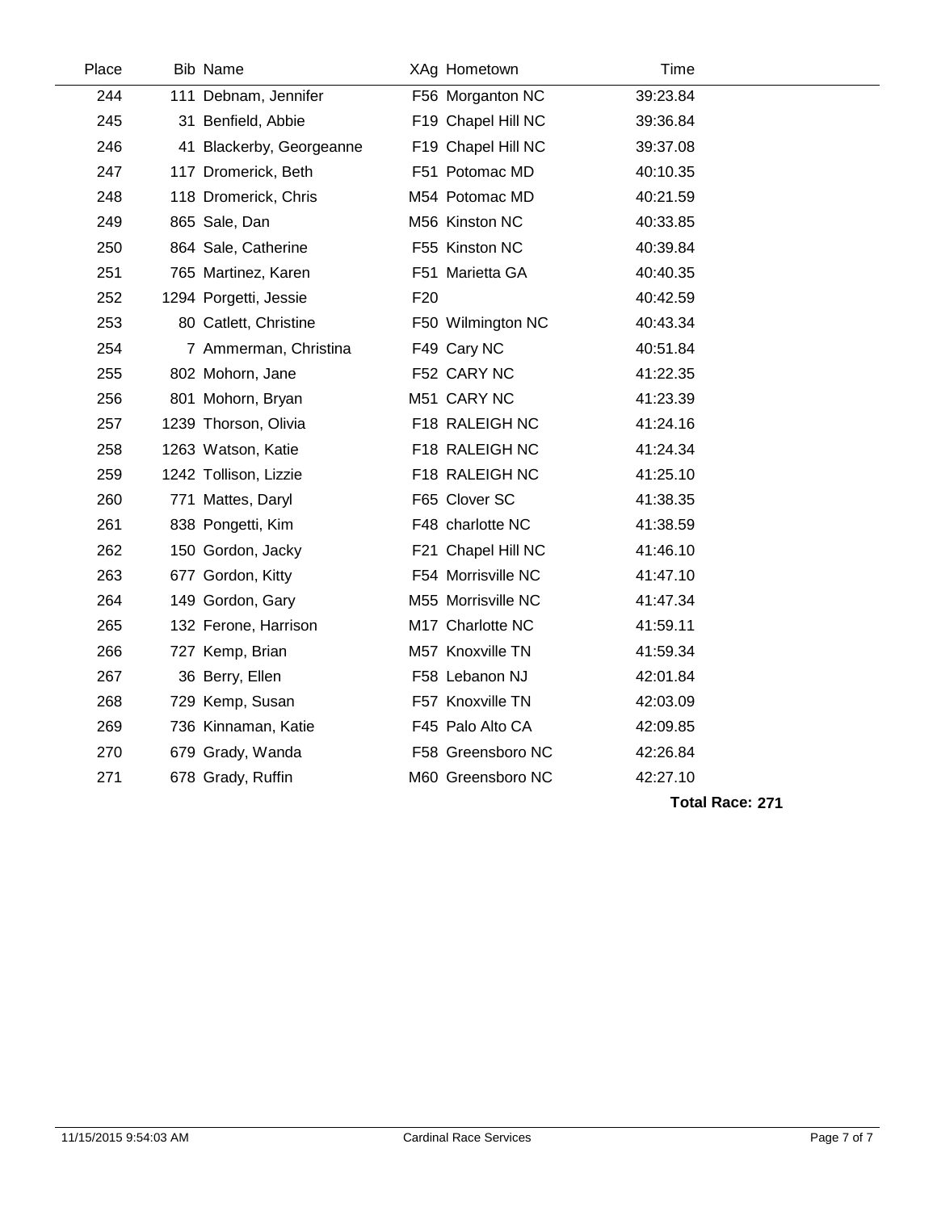| Place | Bib | Name | XAg | Hometown | Time |
|---|---|---|---|---|---|
| 244 | 111 | Debnam, Jennifer | F56 | Morganton NC | 39:23.84 |
| 245 | 31 | Benfield, Abbie | F19 | Chapel Hill NC | 39:36.84 |
| 246 | 41 | Blackerby, Georgeanne | F19 | Chapel Hill NC | 39:37.08 |
| 247 | 117 | Dromerick, Beth | F51 | Potomac MD | 40:10.35 |
| 248 | 118 | Dromerick, Chris | M54 | Potomac MD | 40:21.59 |
| 249 | 865 | Sale, Dan | M56 | Kinston NC | 40:33.85 |
| 250 | 864 | Sale, Catherine | F55 | Kinston NC | 40:39.84 |
| 251 | 765 | Martinez, Karen | F51 | Marietta GA | 40:40.35 |
| 252 | 1294 | Porgetti, Jessie | F20 | | 40:42.59 |
| 253 | 80 | Catlett, Christine | F50 | Wilmington NC | 40:43.34 |
| 254 | 7 | Ammerman, Christina | F49 | Cary NC | 40:51.84 |
| 255 | 802 | Mohorn, Jane | F52 | CARY NC | 41:22.35 |
| 256 | 801 | Mohorn, Bryan | M51 | CARY NC | 41:23.39 |
| 257 | 1239 | Thorson, Olivia | F18 | RALEIGH NC | 41:24.16 |
| 258 | 1263 | Watson, Katie | F18 | RALEIGH NC | 41:24.34 |
| 259 | 1242 | Tollison, Lizzie | F18 | RALEIGH NC | 41:25.10 |
| 260 | 771 | Mattes, Daryl | F65 | Clover SC | 41:38.35 |
| 261 | 838 | Pongetti, Kim | F48 | charlotte NC | 41:38.59 |
| 262 | 150 | Gordon, Jacky | F21 | Chapel Hill NC | 41:46.10 |
| 263 | 677 | Gordon, Kitty | F54 | Morrisville NC | 41:47.10 |
| 264 | 149 | Gordon, Gary | M55 | Morrisville NC | 41:47.34 |
| 265 | 132 | Ferone, Harrison | M17 | Charlotte NC | 41:59.11 |
| 266 | 727 | Kemp, Brian | M57 | Knoxville TN | 41:59.34 |
| 267 | 36 | Berry, Ellen | F58 | Lebanon NJ | 42:01.84 |
| 268 | 729 | Kemp, Susan | F57 | Knoxville TN | 42:03.09 |
| 269 | 736 | Kinnaman, Katie | F45 | Palo Alto CA | 42:09.85 |
| 270 | 679 | Grady, Wanda | F58 | Greensboro NC | 42:26.84 |
| 271 | 678 | Grady, Ruffin | M60 | Greensboro NC | 42:27.10 |

**Total Race: 271**

11/15/2015 9:54:03 AM Cardinal Race Services